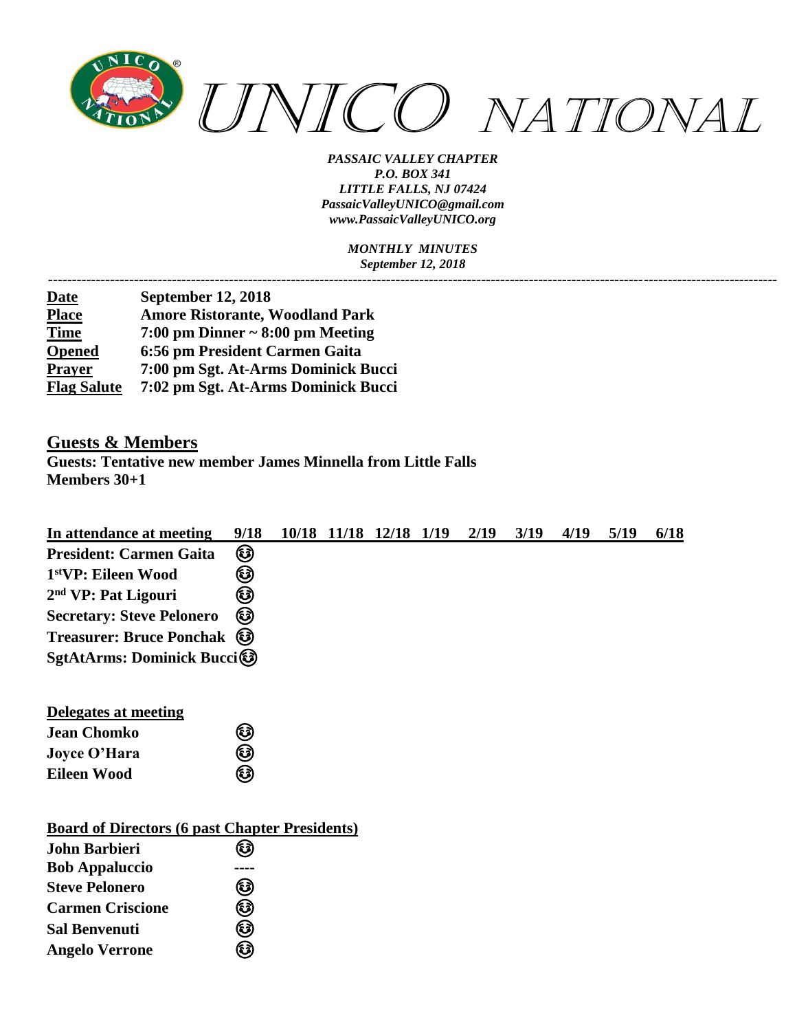# UNICO NATIONAL

*PASSAIC VALLEY CHAPTER*
*P.O. BOX 341*
*LITTLE FALLS, NJ 07424*
*PassaicValleyUNICO@gmail.com*
*www.PassaicValleyUNICO.org*

*MONTHLY MINUTES*
*September 12, 2018*

---

| | |
|---|---|
| **Date** | **September 12, 2018** |
| **Place** | **Amore Ristorante, Woodland Park** |
| **Time** | **7:00 pm Dinner ~ 8:00 pm Meeting** |
| **Opened** | **6:56 pm President Carmen Gaita** |
| **Prayer** | **7:00 pm Sgt. At-Arms Dominick Bucci** |
| **Flag Salute** | **7:02 pm Sgt. At-Arms Dominick Bucci** |

## Guests & Members

**Guests: Tentative new member James Minnella from Little Falls**
**Members 30+1**

| In attendance at meeting | 9/18 | 10/18 | 11/18 | 12/18 | 1/19 | 2/19 | 3/19 | 4/19 | 5/19 | 6/18 |
|---|---|---|---|---|---|---|---|---|---|---|
| **President: Carmen Gaita** | 😊 | | | | | | | | | |
| **1stVP: Eileen Wood** | 😊 | | | | | | | | | |
| **2nd VP: Pat Ligouri** | 😊 | | | | | | | | | |
| **Secretary: Steve Pelonero** | 😊 | | | | | | | | | |
| **Treasurer: Bruce Ponchak** | 😊 | | | | | | | | | |
| **SgtAtArms: Dominick Bucci** | 😊 | | | | | | | | | |

| Delegates at meeting | |
|---|---|
| **Jean Chomko** | 😊 |
| **Joyce O'Hara** | 😊 |
| **Eileen Wood** | 😊 |

| Board of Directors (6 past Chapter Presidents) | |
|---|---|
| **John Barbieri** | 😊 |
| **Bob Appaluccio** | ---- |
| **Steve Pelonero** | 😊 |
| **Carmen Criscione** | 😊 |
| **Sal Benvenuti** | 😊 |
| **Angelo Verrone** | 😊 |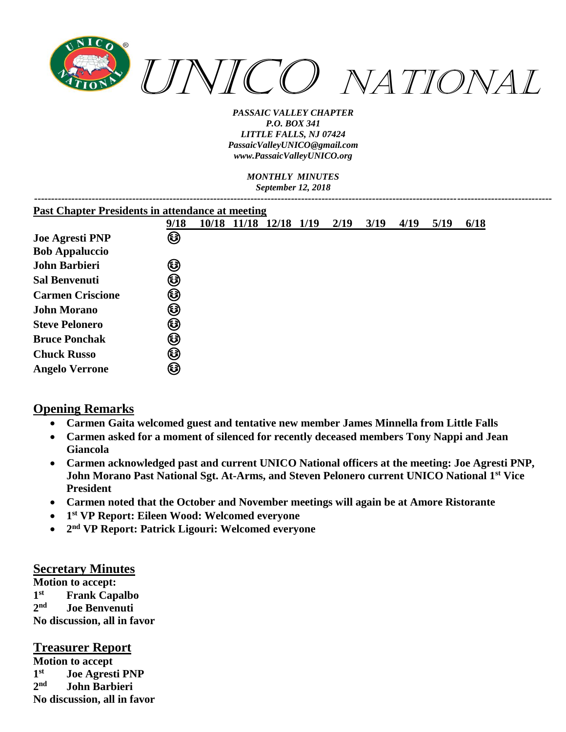# UNICO NATIONAL

*PASSAIC VALLEY CHAPTER*
*P.O. BOX 341*
*LITTLE FALLS, NJ 07424*
*PassaicValleyUNICO@gmail.com*
*www.PassaicValleyUNICO.org*

*MONTHLY MINUTES*
*September 12, 2018*

---

**Past Chapter Presidents in attendance at meeting**

| | 9/18 | 10/18 | 11/18 | 12/18 | 1/19 | 2/19 | 3/19 | 4/19 | 5/19 | 6/18 |
|---|---|---|---|---|---|---|---|---|---|---|
| **Joe Agresti PNP** | ☺ | | | | | | | | | |
| **Bob Appaluccio** | | | | | | | | | | |
| **John Barbieri** | ☺ | | | | | | | | | |
| **Sal Benvenuti** | ☺ | | | | | | | | | |
| **Carmen Criscione** | ☺ | | | | | | | | | |
| **John Morano** | ☺ | | | | | | | | | |
| **Steve Pelonero** | ☺ | | | | | | | | | |
| **Bruce Ponchak** | ☺ | | | | | | | | | |
| **Chuck Russo** | ☺ | | | | | | | | | |
| **Angelo Verrone** | ☺ | | | | | | | | | |

## Opening Remarks

- **Carmen Gaita welcomed guest and tentative new member James Minnella from Little Falls**
- **Carmen asked for a moment of silenced for recently deceased members Tony Nappi and Jean Giancola**
- **Carmen acknowledged past and current UNICO National officers at the meeting: Joe Agresti PNP, John Morano Past National Sgt. At-Arms, and Steven Pelonero current UNICO National 1st Vice President**
- **Carmen noted that the October and November meetings will again be at Amore Ristorante**
- **1st VP Report: Eileen Wood: Welcomed everyone**
- **2nd VP Report: Patrick Ligouri: Welcomed everyone**

## Secretary Minutes

**Motion to accept:**
**1st Frank Capalbo**
**2nd Joe Benvenuti**
**No discussion, all in favor**

## Treasurer Report

**Motion to accept**
**1st Joe Agresti PNP**
**2nd John Barbieri**
**No discussion, all in favor**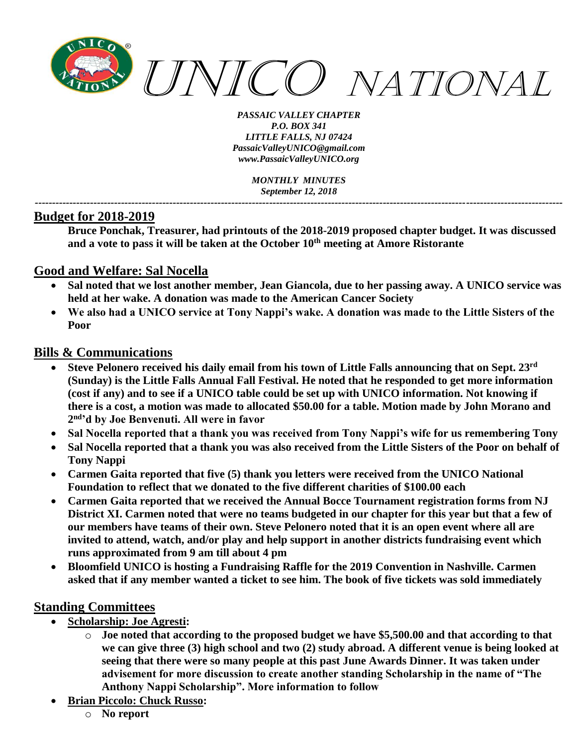# UNICO NATIONAL

*PASSAIC VALLEY CHAPTER*
*P.O. BOX 341*
*LITTLE FALLS, NJ 07424*
*PassaicValleyUNICO@gmail.com*
*www.PassaicValleyUNICO.org*

*MONTHLY MINUTES*
*September 12, 2018*

---

## Budget for 2018-2019

**Bruce Ponchak, Treasurer, had printouts of the 2018-2019 proposed chapter budget. It was discussed and a vote to pass it will be taken at the October 10th meeting at Amore Ristorante**

## Good and Welfare: Sal Nocella

- **Sal noted that we lost another member, Jean Giancola, due to her passing away. A UNICO service was held at her wake. A donation was made to the American Cancer Society**
- **We also had a UNICO service at Tony Nappi's wake. A donation was made to the Little Sisters of the Poor**

## Bills & Communications

- **Steve Pelonero received his daily email from his town of Little Falls announcing that on Sept. 23rd (Sunday) is the Little Falls Annual Fall Festival. He noted that he responded to get more information (cost if any) and to see if a UNICO table could be set up with UNICO information. Not knowing if there is a cost, a motion was made to allocated $50.00 for a table. Motion made by John Morano and 2nd'd by Joe Benvenuti. All were in favor**
- **Sal Nocella reported that a thank you was received from Tony Nappi's wife for us remembering Tony**
- **Sal Nocella reported that a thank you was also received from the Little Sisters of the Poor on behalf of Tony Nappi**
- **Carmen Gaita reported that five (5) thank you letters were received from the UNICO National Foundation to reflect that we donated to the five different charities of $100.00 each**
- **Carmen Gaita reported that we received the Annual Bocce Tournament registration forms from NJ District XI. Carmen noted that were no teams budgeted in our chapter for this year but that a few of our members have teams of their own. Steve Pelonero noted that it is an open event where all are invited to attend, watch, and/or play and help support in another districts fundraising event which runs approximated from 9 am till about 4 pm**
- **Bloomfield UNICO is hosting a Fundraising Raffle for the 2019 Convention in Nashville. Carmen asked that if any member wanted a ticket to see him. The book of five tickets was sold immediately**

## Standing Committees

- **Scholarship: Joe Agresti:**
  - **Joe noted that according to the proposed budget we have $5,500.00 and that according to that we can give three (3) high school and two (2) study abroad. A different venue is being looked at seeing that there were so many people at this past June Awards Dinner. It was taken under advisement for more discussion to create another standing Scholarship in the name of "The Anthony Nappi Scholarship". More information to follow**
- **Brian Piccolo: Chuck Russo:**
  - **No report**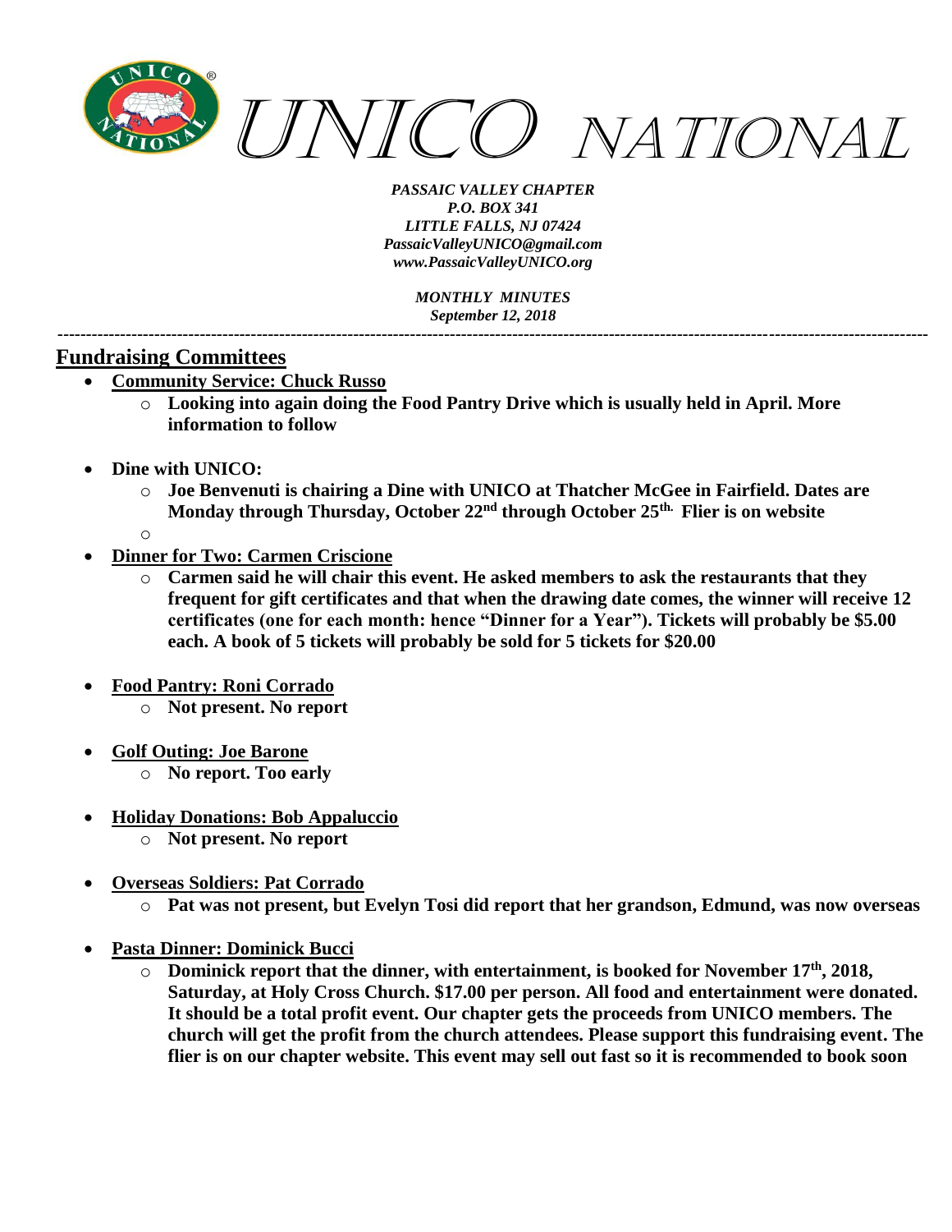# UNICO NATIONAL

*PASSAIC VALLEY CHAPTER*
*P.O. BOX 341*
*LITTLE FALLS, NJ 07424*
*PassaicValleyUNICO@gmail.com*
*www.PassaicValleyUNICO.org*

*MONTHLY MINUTES*
*September 12, 2018*

---

## Fundraising Committees

- **Community Service: Chuck Russo**
  - **Looking into again doing the Food Pantry Drive which is usually held in April. More information to follow**
- **Dine with UNICO:**
  - **Joe Benvenuti is chairing a Dine with UNICO at Thatcher McGee in Fairfield. Dates are Monday through Thursday, October 22nd through October 25th. Flier is on website**
  -
- **Dinner for Two: Carmen Criscione**
  - **Carmen said he will chair this event. He asked members to ask the restaurants that they frequent for gift certificates and that when the drawing date comes, the winner will receive 12 certificates (one for each month: hence "Dinner for a Year"). Tickets will probably be $5.00 each. A book of 5 tickets will probably be sold for 5 tickets for $20.00**
- **Food Pantry: Roni Corrado**
  - **Not present. No report**
- **Golf Outing: Joe Barone**
  - **No report. Too early**
- **Holiday Donations: Bob Appaluccio**
  - **Not present. No report**
- **Overseas Soldiers: Pat Corrado**
  - **Pat was not present, but Evelyn Tosi did report that her grandson, Edmund, was now overseas**
- **Pasta Dinner: Dominick Bucci**
  - **Dominick report that the dinner, with entertainment, is booked for November 17th, 2018, Saturday, at Holy Cross Church. $17.00 per person. All food and entertainment were donated. It should be a total profit event. Our chapter gets the proceeds from UNICO members. The church will get the profit from the church attendees. Please support this fundraising event. The flier is on our chapter website. This event may sell out fast so it is recommended to book soon**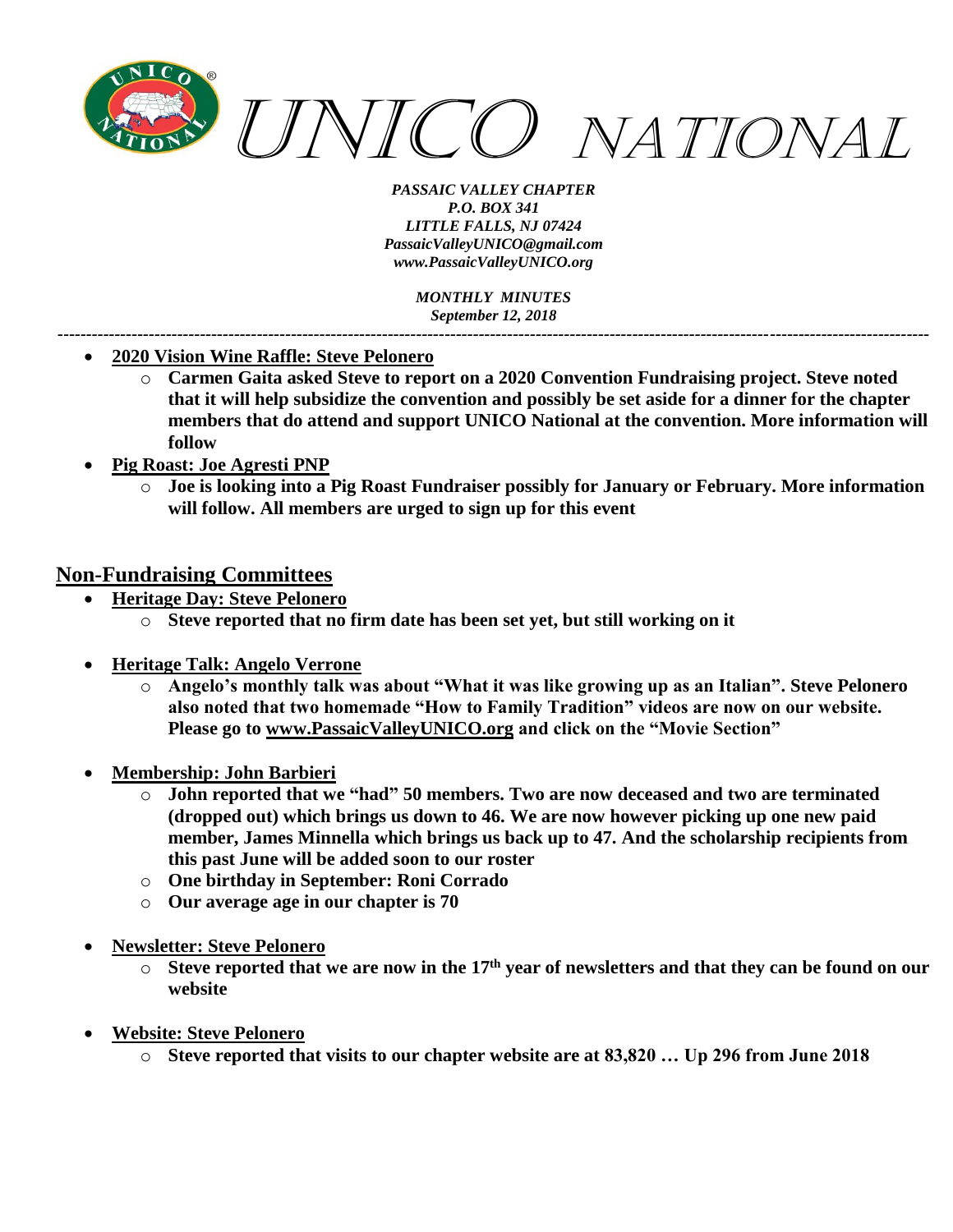# UNICO NATIONAL

*PASSAIC VALLEY CHAPTER*
*P.O. BOX 341*
*LITTLE FALLS, NJ 07424*
*PassaicValleyUNICO@gmail.com*
*www.PassaicValleyUNICO.org*

*MONTHLY MINUTES*
*September 12, 2018*

---

- **2020 Vision Wine Raffle: Steve Pelonero**
  - **Carmen Gaita asked Steve to report on a 2020 Convention Fundraising project. Steve noted that it will help subsidize the convention and possibly be set aside for a dinner for the chapter members that do attend and support UNICO National at the convention. More information will follow**
- **Pig Roast: Joe Agresti PNP**
  - **Joe is looking into a Pig Roast Fundraiser possibly for January or February. More information will follow. All members are urged to sign up for this event**

## Non-Fundraising Committees

- **Heritage Day: Steve Pelonero**
  - **Steve reported that no firm date has been set yet, but still working on it**
- **Heritage Talk: Angelo Verrone**
  - **Angelo's monthly talk was about "What it was like growing up as an Italian". Steve Pelonero also noted that two homemade "How to Family Tradition" videos are now on our website. Please go to www.PassaicValleyUNICO.org and click on the "Movie Section"**
- **Membership: John Barbieri**
  - **John reported that we "had" 50 members. Two are now deceased and two are terminated (dropped out) which brings us down to 46. We are now however picking up one new paid member, James Minnella which brings us back up to 47. And the scholarship recipients from this past June will be added soon to our roster**
  - **One birthday in September: Roni Corrado**
  - **Our average age in our chapter is 70**
- **Newsletter: Steve Pelonero**
  - **Steve reported that we are now in the 17th year of newsletters and that they can be found on our website**
- **Website: Steve Pelonero**
  - **Steve reported that visits to our chapter website are at 83,820 … Up 296 from June 2018**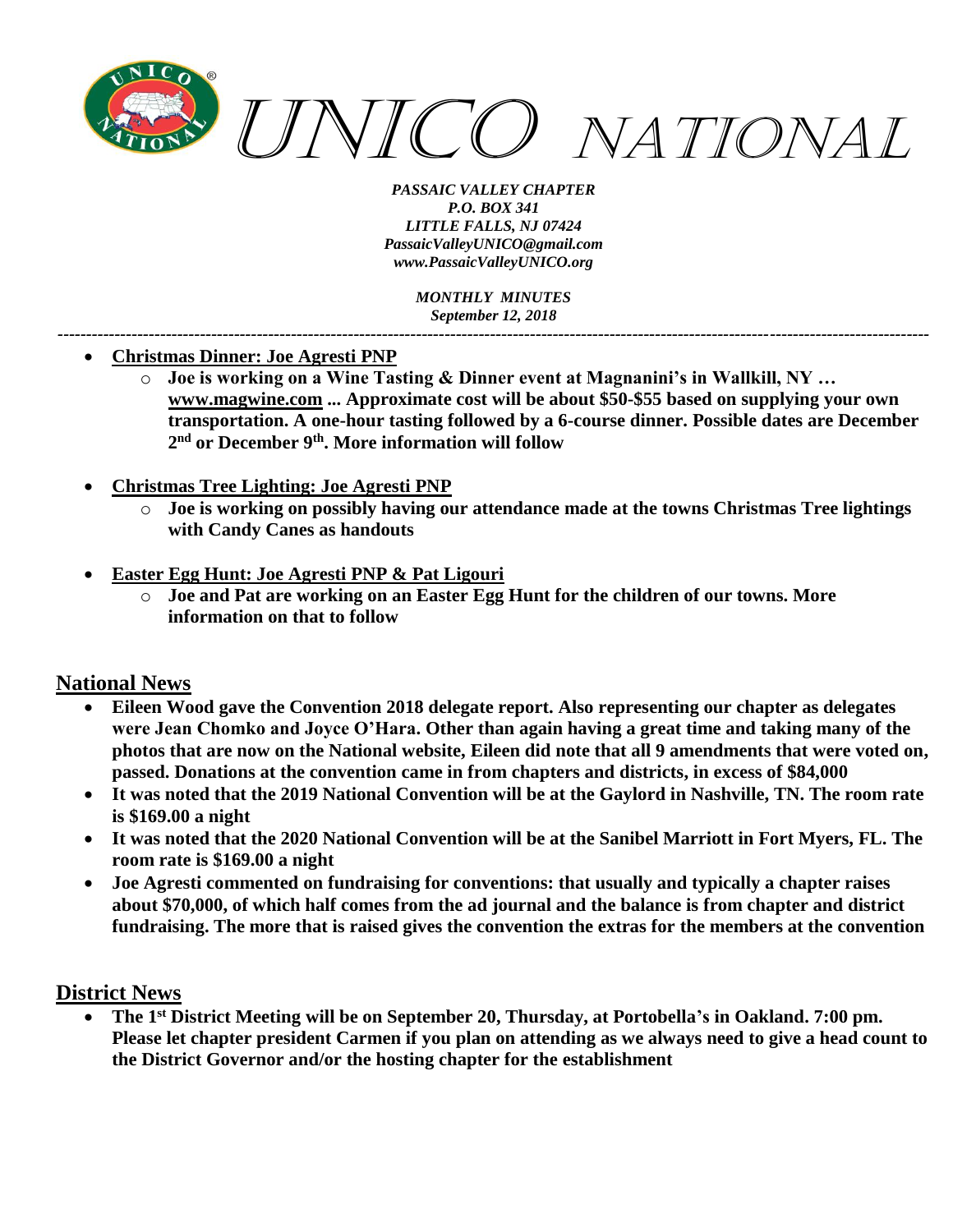# UNICO NATIONAL

*PASSAIC VALLEY CHAPTER*
*P.O. BOX 341*
*LITTLE FALLS, NJ 07424*
*PassaicValleyUNICO@gmail.com*
*www.PassaicValleyUNICO.org*

*MONTHLY MINUTES*
*September 12, 2018*

---

- **Christmas Dinner: Joe Agresti PNP**
    - **Joe is working on a Wine Tasting & Dinner event at Magnanini's in Wallkill, NY … www.magwine.com ... Approximate cost will be about $50-$55 based on supplying your own transportation. A one-hour tasting followed by a 6-course dinner. Possible dates are December 2nd or December 9th. More information will follow**

- **Christmas Tree Lighting: Joe Agresti PNP**
    - **Joe is working on possibly having our attendance made at the towns Christmas Tree lightings with Candy Canes as handouts**

- **Easter Egg Hunt: Joe Agresti PNP & Pat Ligouri**
    - **Joe and Pat are working on an Easter Egg Hunt for the children of our towns. More information on that to follow**

## National News

- **Eileen Wood gave the Convention 2018 delegate report. Also representing our chapter as delegates were Jean Chomko and Joyce O'Hara. Other than again having a great time and taking many of the photos that are now on the National website, Eileen did note that all 9 amendments that were voted on, passed. Donations at the convention came in from chapters and districts, in excess of $84,000**
- **It was noted that the 2019 National Convention will be at the Gaylord in Nashville, TN. The room rate is $169.00 a night**
- **It was noted that the 2020 National Convention will be at the Sanibel Marriott in Fort Myers, FL. The room rate is $169.00 a night**
- **Joe Agresti commented on fundraising for conventions: that usually and typically a chapter raises about $70,000, of which half comes from the ad journal and the balance is from chapter and district fundraising. The more that is raised gives the convention the extras for the members at the convention**

## District News

- **The 1st District Meeting will be on September 20, Thursday, at Portobella's in Oakland. 7:00 pm. Please let chapter president Carmen if you plan on attending as we always need to give a head count to the District Governor and/or the hosting chapter for the establishment**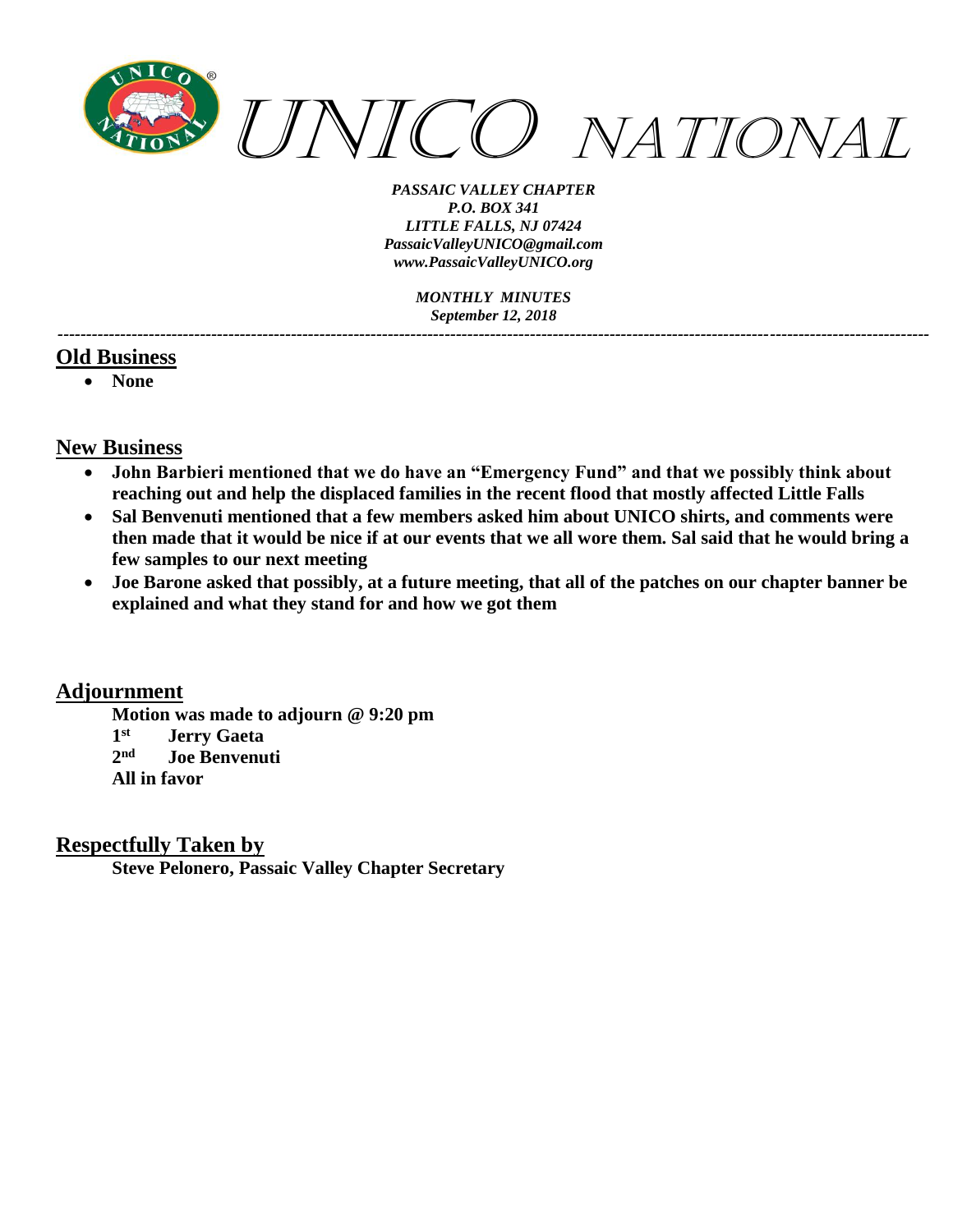# UNICO NATIONAL

*PASSAIC VALLEY CHAPTER*
*P.O. BOX 341*
*LITTLE FALLS, NJ 07424*
*PassaicValleyUNICO@gmail.com*
*www.PassaicValleyUNICO.org*

*MONTHLY MINUTES*
*September 12, 2018*

---

## Old Business

- **None**

## New Business

- **John Barbieri mentioned that we do have an "Emergency Fund" and that we possibly think about reaching out and help the displaced families in the recent flood that mostly affected Little Falls**
- **Sal Benvenuti mentioned that a few members asked him about UNICO shirts, and comments were then made that it would be nice if at our events that we all wore them. Sal said that he would bring a few samples to our next meeting**
- **Joe Barone asked that possibly, at a future meeting, that all of the patches on our chapter banner be explained and what they stand for and how we got them**

## Adjournment

**Motion was made to adjourn @ 9:20 pm**
**1st Jerry Gaeta**
**2nd Joe Benvenuti**
**All in favor**

## Respectfully Taken by

**Steve Pelonero, Passaic Valley Chapter Secretary**